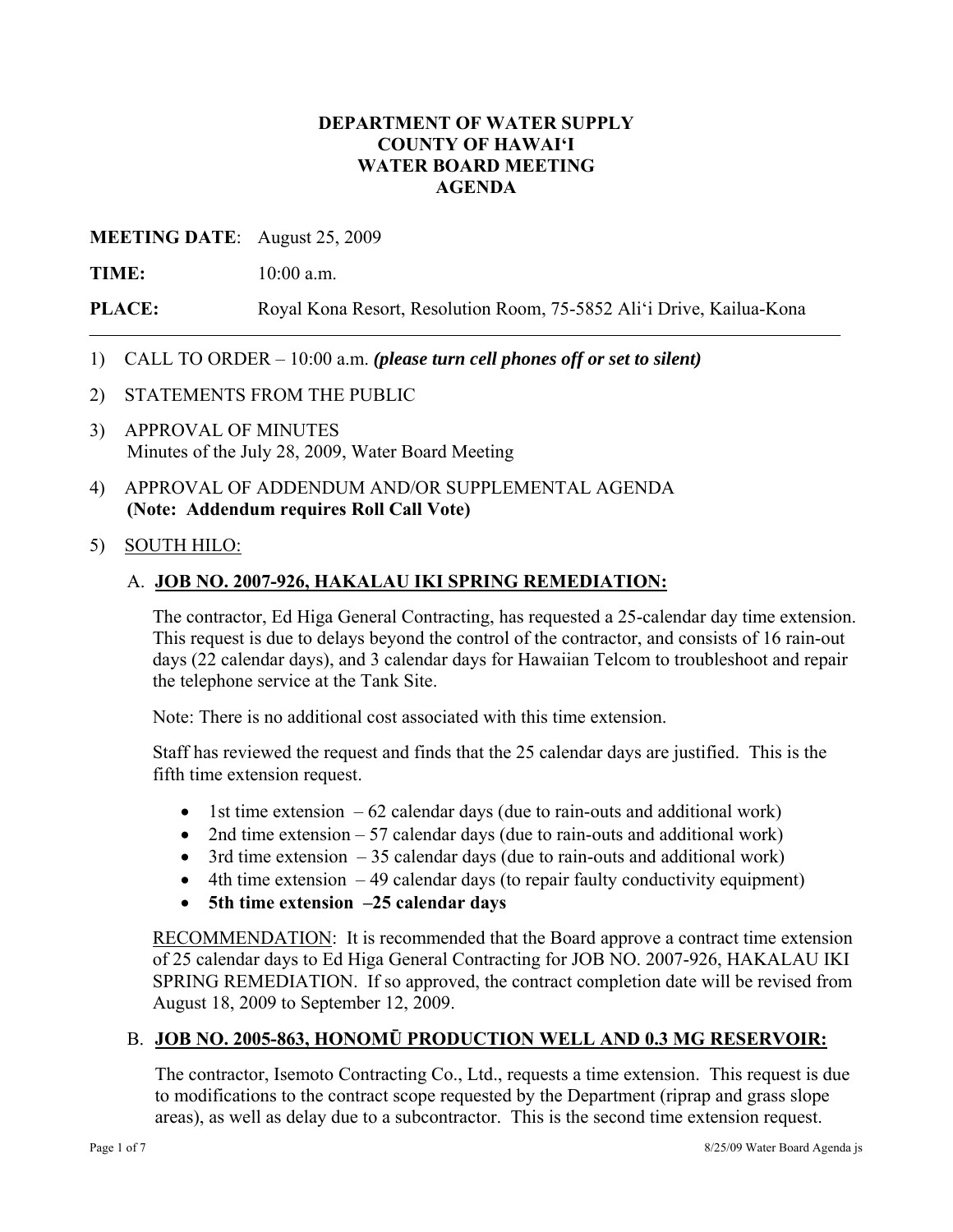**DEPARTMENT OF WATER SUPPLY**
**COUNTY OF HAWAI'I**
**WATER BOARD MEETING**
**AGENDA**

**MEETING DATE**: August 25, 2009

**TIME:** 10:00 a.m.

**PLACE:** Royal Kona Resort, Resolution Room, 75-5852 Ali'i Drive, Kailua-Kona

---

1) CALL TO ORDER – 10:00 a.m. ***(please turn cell phones off or set to silent)***

2) STATEMENTS FROM THE PUBLIC

3) APPROVAL OF MINUTES
   Minutes of the July 28, 2009, Water Board Meeting

4) APPROVAL OF ADDENDUM AND/OR SUPPLEMENTAL AGENDA
   **(Note: Addendum requires Roll Call Vote)**

5) SOUTH HILO:

A. **JOB NO. 2007-926, HAKALAU IKI SPRING REMEDIATION:**

The contractor, Ed Higa General Contracting, has requested a 25-calendar day time extension. This request is due to delays beyond the control of the contractor, and consists of 16 rain-out days (22 calendar days), and 3 calendar days for Hawaiian Telcom to troubleshoot and repair the telephone service at the Tank Site.

Note: There is no additional cost associated with this time extension.

Staff has reviewed the request and finds that the 25 calendar days are justified. This is the fifth time extension request.

- 1st time extension – 62 calendar days (due to rain-outs and additional work)
- 2nd time extension – 57 calendar days (due to rain-outs and additional work)
- 3rd time extension – 35 calendar days (due to rain-outs and additional work)
- 4th time extension – 49 calendar days (to repair faulty conductivity equipment)
- **5th time extension –25 calendar days**

RECOMMENDATION: It is recommended that the Board approve a contract time extension of 25 calendar days to Ed Higa General Contracting for JOB NO. 2007-926, HAKALAU IKI SPRING REMEDIATION. If so approved, the contract completion date will be revised from August 18, 2009 to September 12, 2009.

B. **JOB NO. 2005-863, HONOMŪ PRODUCTION WELL AND 0.3 MG RESERVOIR:**

The contractor, Isemoto Contracting Co., Ltd., requests a time extension. This request is due to modifications to the contract scope requested by the Department (riprap and grass slope areas), as well as delay due to a subcontractor. This is the second time extension request.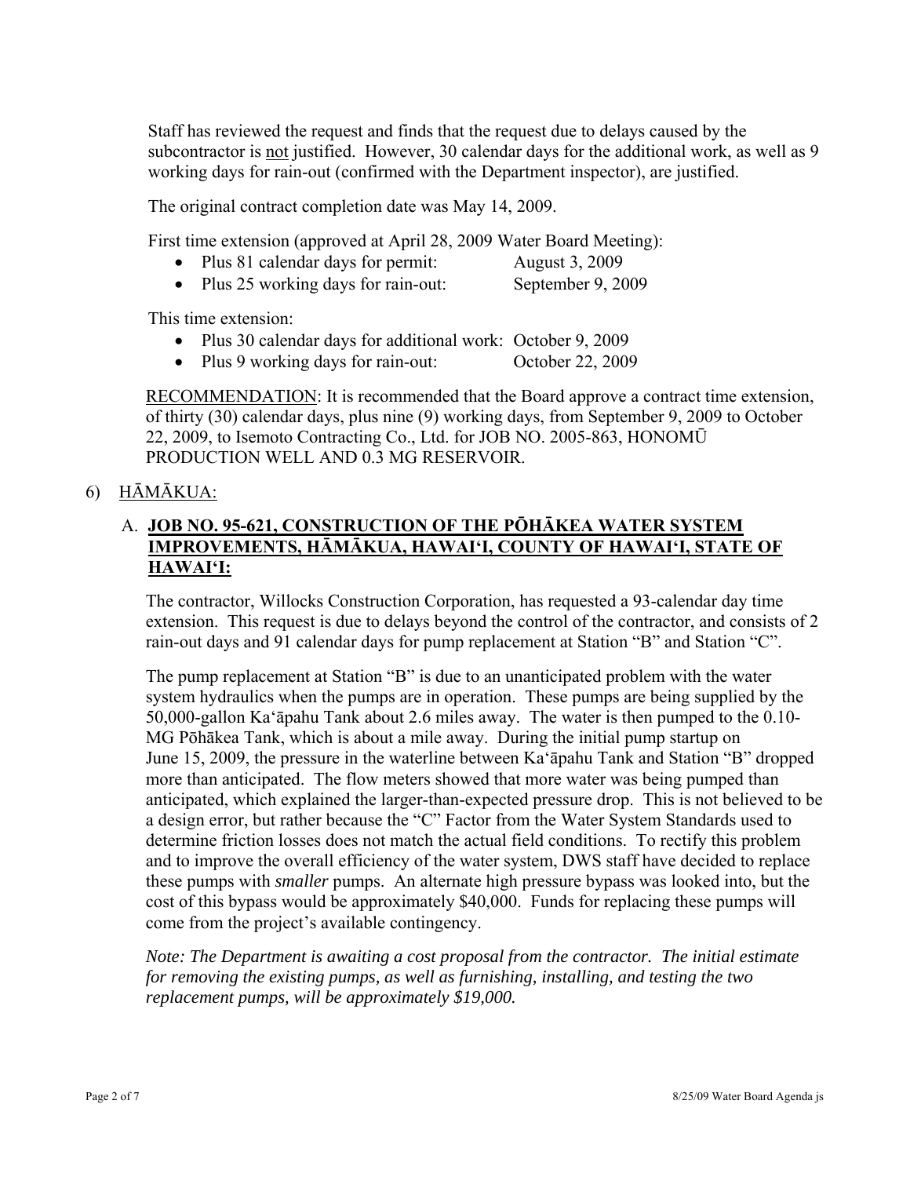Staff has reviewed the request and finds that the request due to delays caused by the subcontractor is not justified. However, 30 calendar days for the additional work, as well as 9 working days for rain-out (confirmed with the Department inspector), are justified.

The original contract completion date was May 14, 2009.

First time extension (approved at April 28, 2009 Water Board Meeting):

- Plus 81 calendar days for permit: August 3, 2009
- Plus 25 working days for rain-out: September 9, 2009

This time extension:

- Plus 30 calendar days for additional work: October 9, 2009
- Plus 9 working days for rain-out: October 22, 2009

RECOMMENDATION: It is recommended that the Board approve a contract time extension, of thirty (30) calendar days, plus nine (9) working days, from September 9, 2009 to October 22, 2009, to Isemoto Contracting Co., Ltd. for JOB NO. 2005-863, HONOMŪ PRODUCTION WELL AND 0.3 MG RESERVOIR.

6) HĀMĀKUA:

A. **JOB NO. 95-621, CONSTRUCTION OF THE PŌHĀKEA WATER SYSTEM IMPROVEMENTS, HĀMĀKUA, HAWAI'I, COUNTY OF HAWAI'I, STATE OF HAWAI'I:**

The contractor, Willocks Construction Corporation, has requested a 93-calendar day time extension. This request is due to delays beyond the control of the contractor, and consists of 2 rain-out days and 91 calendar days for pump replacement at Station "B" and Station "C".

The pump replacement at Station "B" is due to an unanticipated problem with the water system hydraulics when the pumps are in operation. These pumps are being supplied by the 50,000-gallon Ka'āpahu Tank about 2.6 miles away. The water is then pumped to the 0.10-MG Pōhākea Tank, which is about a mile away. During the initial pump startup on June 15, 2009, the pressure in the waterline between Ka'āpahu Tank and Station "B" dropped more than anticipated. The flow meters showed that more water was being pumped than anticipated, which explained the larger-than-expected pressure drop. This is not believed to be a design error, but rather because the "C" Factor from the Water System Standards used to determine friction losses does not match the actual field conditions. To rectify this problem and to improve the overall efficiency of the water system, DWS staff have decided to replace these pumps with *smaller* pumps. An alternate high pressure bypass was looked into, but the cost of this bypass would be approximately $40,000. Funds for replacing these pumps will come from the project's available contingency.

*Note: The Department is awaiting a cost proposal from the contractor. The initial estimate for removing the existing pumps, as well as furnishing, installing, and testing the two replacement pumps, will be approximately $19,000.*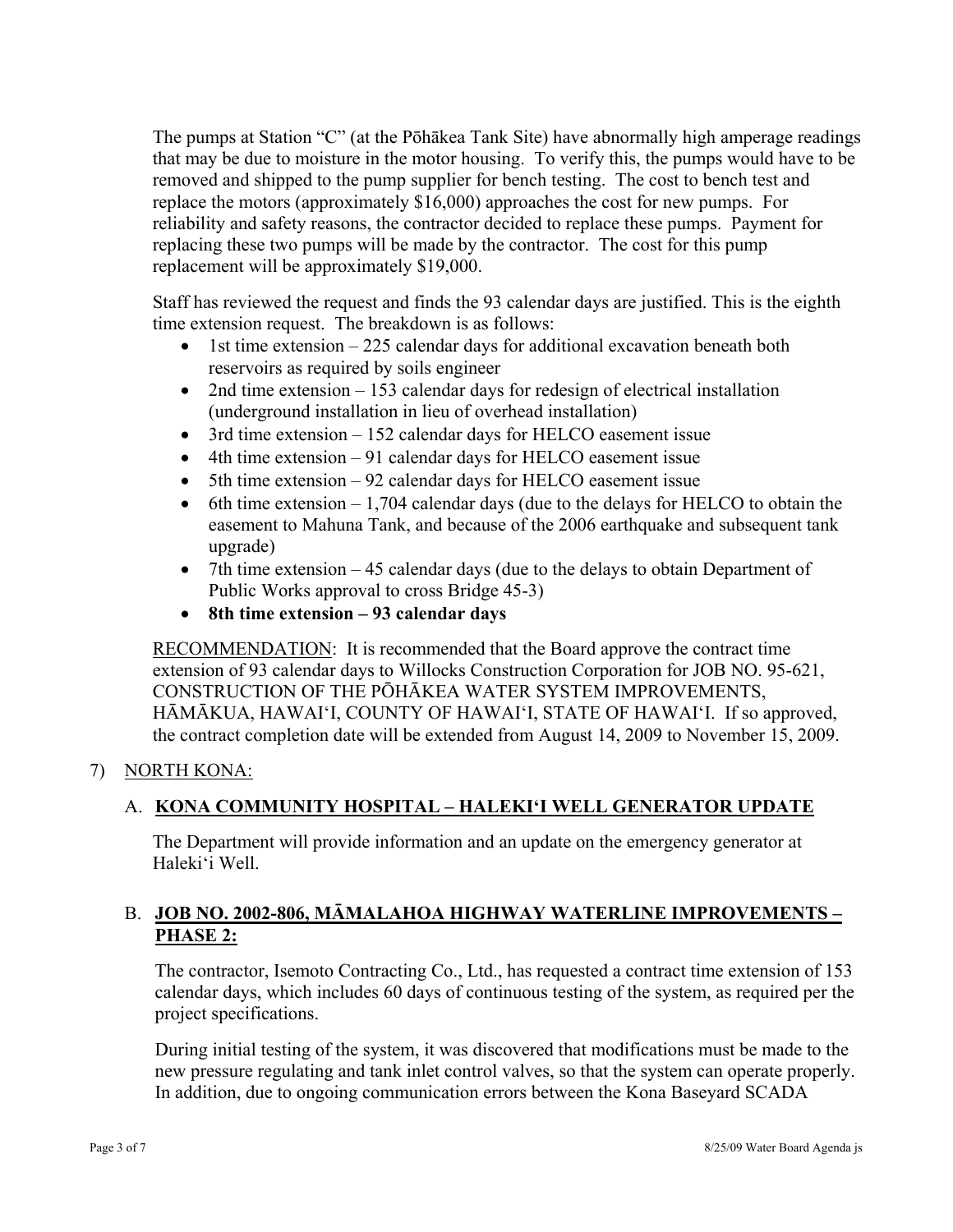The pumps at Station "C" (at the Pōhākea Tank Site) have abnormally high amperage readings that may be due to moisture in the motor housing. To verify this, the pumps would have to be removed and shipped to the pump supplier for bench testing. The cost to bench test and replace the motors (approximately $16,000) approaches the cost for new pumps. For reliability and safety reasons, the contractor decided to replace these pumps. Payment for replacing these two pumps will be made by the contractor. The cost for this pump replacement will be approximately $19,000.

Staff has reviewed the request and finds the 93 calendar days are justified. This is the eighth time extension request. The breakdown is as follows:

- 1st time extension – 225 calendar days for additional excavation beneath both reservoirs as required by soils engineer
- 2nd time extension – 153 calendar days for redesign of electrical installation (underground installation in lieu of overhead installation)
- 3rd time extension – 152 calendar days for HELCO easement issue
- 4th time extension – 91 calendar days for HELCO easement issue
- 5th time extension – 92 calendar days for HELCO easement issue
- 6th time extension – 1,704 calendar days (due to the delays for HELCO to obtain the easement to Mahuna Tank, and because of the 2006 earthquake and subsequent tank upgrade)
- 7th time extension – 45 calendar days (due to the delays to obtain Department of Public Works approval to cross Bridge 45-3)
- **8th time extension – 93 calendar days**

RECOMMENDATION: It is recommended that the Board approve the contract time extension of 93 calendar days to Willocks Construction Corporation for JOB NO. 95-621, CONSTRUCTION OF THE PŌHĀKEA WATER SYSTEM IMPROVEMENTS, HĀMĀKUA, HAWAI'I, COUNTY OF HAWAI'I, STATE OF HAWAI'I. If so approved, the contract completion date will be extended from August 14, 2009 to November 15, 2009.

7) NORTH KONA:

A. **KONA COMMUNITY HOSPITAL – HALEKI'I WELL GENERATOR UPDATE**

The Department will provide information and an update on the emergency generator at Haleki'i Well.

B. **JOB NO. 2002-806, MĀMALAHOA HIGHWAY WATERLINE IMPROVEMENTS – PHASE 2:**

The contractor, Isemoto Contracting Co., Ltd., has requested a contract time extension of 153 calendar days, which includes 60 days of continuous testing of the system, as required per the project specifications.

During initial testing of the system, it was discovered that modifications must be made to the new pressure regulating and tank inlet control valves, so that the system can operate properly. In addition, due to ongoing communication errors between the Kona Baseyard SCADA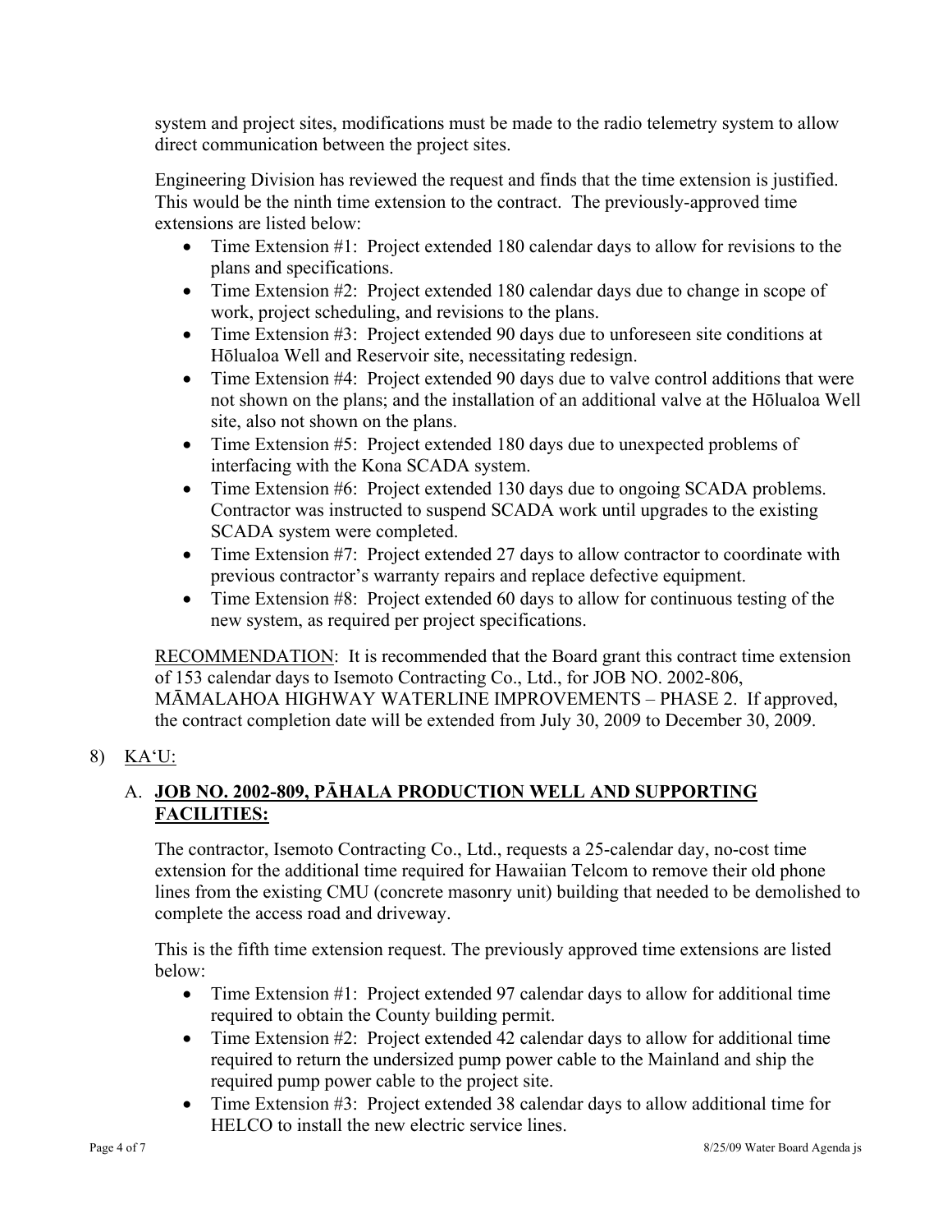system and project sites, modifications must be made to the radio telemetry system to allow direct communication between the project sites.

Engineering Division has reviewed the request and finds that the time extension is justified. This would be the ninth time extension to the contract. The previously-approved time extensions are listed below:

- Time Extension #1: Project extended 180 calendar days to allow for revisions to the plans and specifications.
- Time Extension #2: Project extended 180 calendar days due to change in scope of work, project scheduling, and revisions to the plans.
- Time Extension #3: Project extended 90 days due to unforeseen site conditions at Hōlualoa Well and Reservoir site, necessitating redesign.
- Time Extension #4: Project extended 90 days due to valve control additions that were not shown on the plans; and the installation of an additional valve at the Hōlualoa Well site, also not shown on the plans.
- Time Extension #5: Project extended 180 days due to unexpected problems of interfacing with the Kona SCADA system.
- Time Extension #6: Project extended 130 days due to ongoing SCADA problems. Contractor was instructed to suspend SCADA work until upgrades to the existing SCADA system were completed.
- Time Extension #7: Project extended 27 days to allow contractor to coordinate with previous contractor's warranty repairs and replace defective equipment.
- Time Extension #8: Project extended 60 days to allow for continuous testing of the new system, as required per project specifications.

<u>RECOMMENDATION</u>: It is recommended that the Board grant this contract time extension of 153 calendar days to Isemoto Contracting Co., Ltd., for JOB NO. 2002-806, MĀMALAHOA HIGHWAY WATERLINE IMPROVEMENTS – PHASE 2. If approved, the contract completion date will be extended from July 30, 2009 to December 30, 2009.

8) <u>KA'U:</u>

A. **<u>JOB NO. 2002-809, PĀHALA PRODUCTION WELL AND SUPPORTING FACILITIES:</u>**

The contractor, Isemoto Contracting Co., Ltd., requests a 25-calendar day, no-cost time extension for the additional time required for Hawaiian Telcom to remove their old phone lines from the existing CMU (concrete masonry unit) building that needed to be demolished to complete the access road and driveway.

This is the fifth time extension request. The previously approved time extensions are listed below:

- Time Extension #1: Project extended 97 calendar days to allow for additional time required to obtain the County building permit.
- Time Extension #2: Project extended 42 calendar days to allow for additional time required to return the undersized pump power cable to the Mainland and ship the required pump power cable to the project site.
- Time Extension #3: Project extended 38 calendar days to allow additional time for HELCO to install the new electric service lines.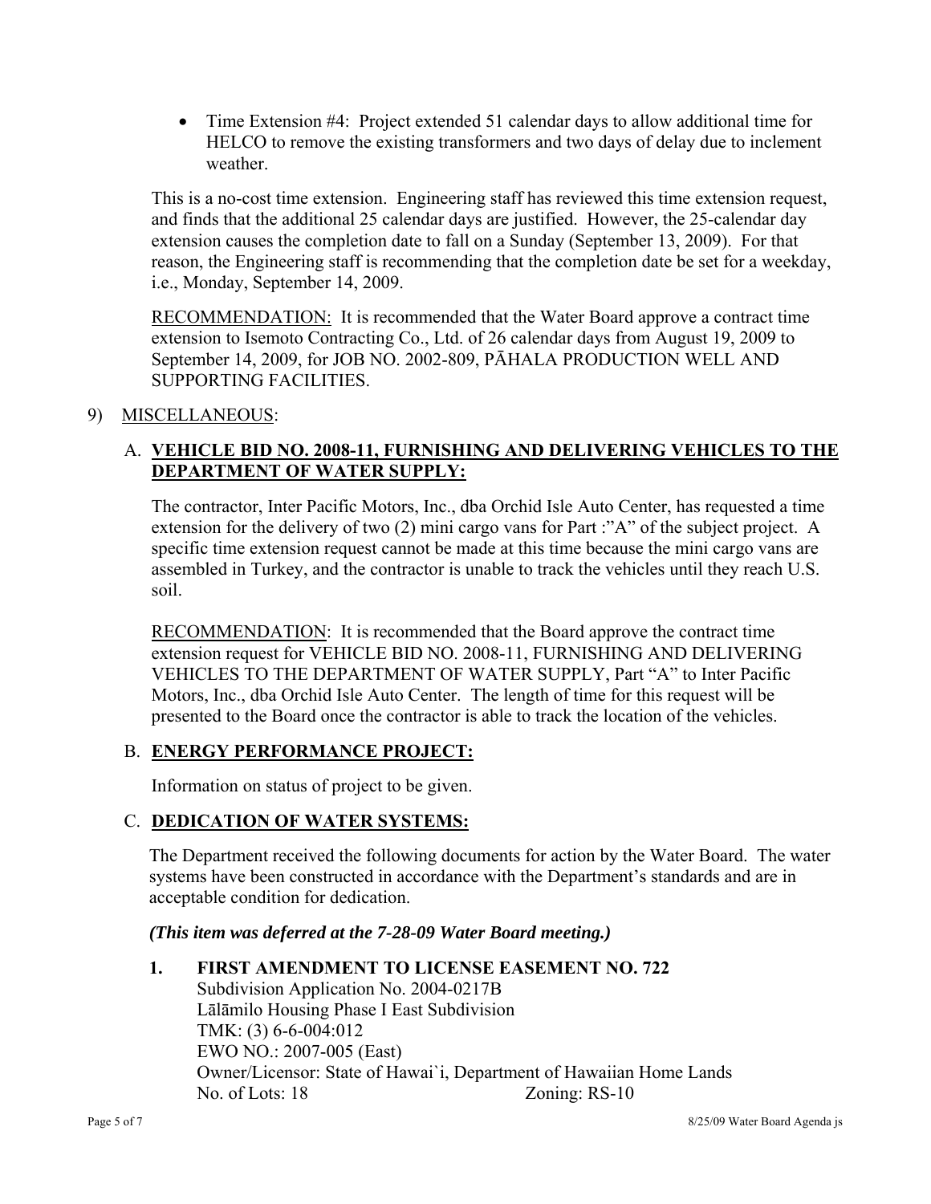- Time Extension #4: Project extended 51 calendar days to allow additional time for HELCO to remove the existing transformers and two days of delay due to inclement weather.

This is a no-cost time extension. Engineering staff has reviewed this time extension request, and finds that the additional 25 calendar days are justified. However, the 25-calendar day extension causes the completion date to fall on a Sunday (September 13, 2009). For that reason, the Engineering staff is recommending that the completion date be set for a weekday, i.e., Monday, September 14, 2009.

RECOMMENDATION: It is recommended that the Water Board approve a contract time extension to Isemoto Contracting Co., Ltd. of 26 calendar days from August 19, 2009 to September 14, 2009, for JOB NO. 2002-809, PĀHALA PRODUCTION WELL AND SUPPORTING FACILITIES.

9) MISCELLANEOUS:

A. **VEHICLE BID NO. 2008-11, FURNISHING AND DELIVERING VEHICLES TO THE DEPARTMENT OF WATER SUPPLY:**

The contractor, Inter Pacific Motors, Inc., dba Orchid Isle Auto Center, has requested a time extension for the delivery of two (2) mini cargo vans for Part :"A" of the subject project. A specific time extension request cannot be made at this time because the mini cargo vans are assembled in Turkey, and the contractor is unable to track the vehicles until they reach U.S. soil.

RECOMMENDATION: It is recommended that the Board approve the contract time extension request for VEHICLE BID NO. 2008-11, FURNISHING AND DELIVERING VEHICLES TO THE DEPARTMENT OF WATER SUPPLY, Part "A" to Inter Pacific Motors, Inc., dba Orchid Isle Auto Center. The length of time for this request will be presented to the Board once the contractor is able to track the location of the vehicles.

B. **ENERGY PERFORMANCE PROJECT:**

Information on status of project to be given.

C. **DEDICATION OF WATER SYSTEMS:**

The Department received the following documents for action by the Water Board. The water systems have been constructed in accordance with the Department's standards and are in acceptable condition for dedication.

***(This item was deferred at the 7-28-09 Water Board meeting.)***

**1. FIRST AMENDMENT TO LICENSE EASEMENT NO. 722**
Subdivision Application No. 2004-0217B
Lālāmilo Housing Phase I East Subdivision
TMK: (3) 6-6-004:012
EWO NO.: 2007-005 (East)
Owner/Licensor: State of Hawai`i, Department of Hawaiian Home Lands
No. of Lots: 18 Zoning: RS-10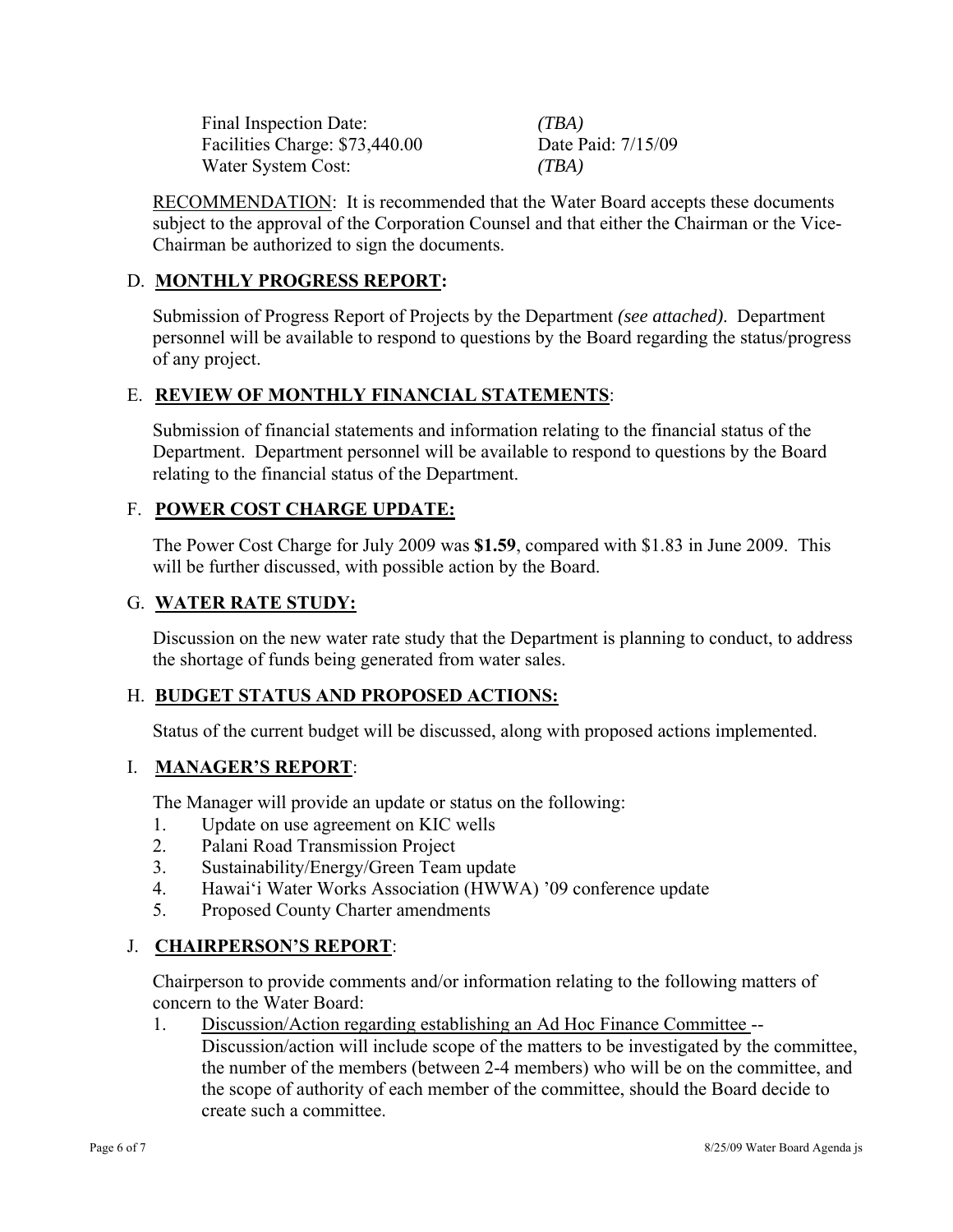Final Inspection Date: *(TBA)*
Facilities Charge: $73,440.00 Date Paid: 7/15/09
Water System Cost: *(TBA)*

RECOMMENDATION: It is recommended that the Water Board accepts these documents subject to the approval of the Corporation Counsel and that either the Chairman or the Vice-Chairman be authorized to sign the documents.

D. **MONTHLY PROGRESS REPORT:**

Submission of Progress Report of Projects by the Department *(see attached)*. Department personnel will be available to respond to questions by the Board regarding the status/progress of any project.

E. **REVIEW OF MONTHLY FINANCIAL STATEMENTS**:

Submission of financial statements and information relating to the financial status of the Department. Department personnel will be available to respond to questions by the Board relating to the financial status of the Department.

F. **POWER COST CHARGE UPDATE:**

The Power Cost Charge for July 2009 was **$1.59**, compared with $1.83 in June 2009. This will be further discussed, with possible action by the Board.

G. **WATER RATE STUDY:**

Discussion on the new water rate study that the Department is planning to conduct, to address the shortage of funds being generated from water sales.

H. **BUDGET STATUS AND PROPOSED ACTIONS:**

Status of the current budget will be discussed, along with proposed actions implemented.

I. **MANAGER'S REPORT**:

The Manager will provide an update or status on the following:

1. Update on use agreement on KIC wells
2. Palani Road Transmission Project
3. Sustainability/Energy/Green Team update
4. Hawai'i Water Works Association (HWWA) '09 conference update
5. Proposed County Charter amendments

J. **CHAIRPERSON'S REPORT**:

Chairperson to provide comments and/or information relating to the following matters of concern to the Water Board:

1. Discussion/Action regarding establishing an Ad Hoc Finance Committee -- Discussion/action will include scope of the matters to be investigated by the committee, the number of the members (between 2-4 members) who will be on the committee, and the scope of authority of each member of the committee, should the Board decide to create such a committee.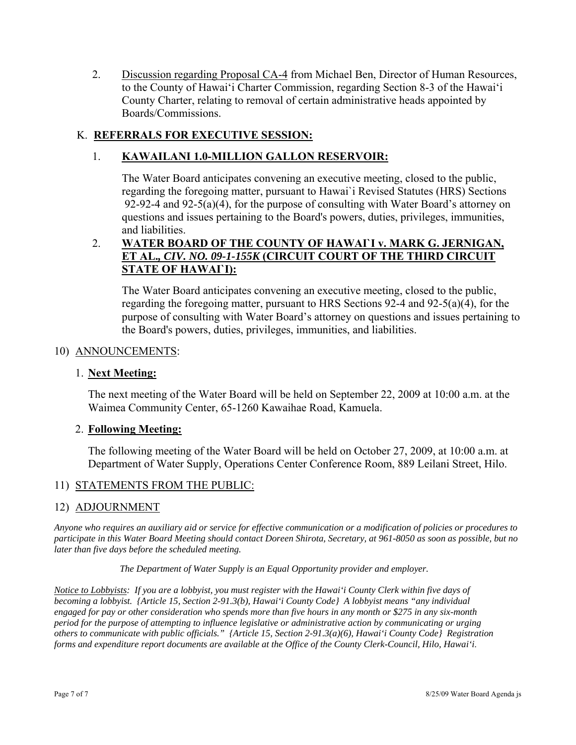2. Discussion regarding Proposal CA-4 from Michael Ben, Director of Human Resources, to the County of Hawai'i Charter Commission, regarding Section 8-3 of the Hawai'i County Charter, relating to removal of certain administrative heads appointed by Boards/Commissions.

K. **REFERRALS FOR EXECUTIVE SESSION:**

1. **KAWAILANI 1.0-MILLION GALLON RESERVOIR:**

   The Water Board anticipates convening an executive meeting, closed to the public, regarding the foregoing matter, pursuant to Hawai`i Revised Statutes (HRS) Sections 92-92-4 and 92-5(a)(4), for the purpose of consulting with Water Board's attorney on questions and issues pertaining to the Board's powers, duties, privileges, immunities, and liabilities.

2. **WATER BOARD OF THE COUNTY OF HAWAI`I v. MARK G. JERNIGAN, ET AL., *CIV. NO. 09-1-155K* (CIRCUIT COURT OF THE THIRD CIRCUIT STATE OF HAWAI`I):**

   The Water Board anticipates convening an executive meeting, closed to the public, regarding the foregoing matter, pursuant to HRS Sections 92-4 and 92-5(a)(4), for the purpose of consulting with Water Board's attorney on questions and issues pertaining to the Board's powers, duties, privileges, immunities, and liabilities.

10) ANNOUNCEMENTS:

1. **Next Meeting:**

   The next meeting of the Water Board will be held on September 22, 2009 at 10:00 a.m. at the Waimea Community Center, 65-1260 Kawaihae Road, Kamuela.

2. **Following Meeting:**

   The following meeting of the Water Board will be held on October 27, 2009, at 10:00 a.m. at Department of Water Supply, Operations Center Conference Room, 889 Leilani Street, Hilo.

11) STATEMENTS FROM THE PUBLIC:

12) ADJOURNMENT

*Anyone who requires an auxiliary aid or service for effective communication or a modification of policies or procedures to participate in this Water Board Meeting should contact Doreen Shirota, Secretary, at 961-8050 as soon as possible, but no later than five days before the scheduled meeting.*

*The Department of Water Supply is an Equal Opportunity provider and employer.*

*Notice to Lobbyists: If you are a lobbyist, you must register with the Hawai'i County Clerk within five days of becoming a lobbyist. {Article 15, Section 2-91.3(b), Hawai'i County Code} A lobbyist means "any individual engaged for pay or other consideration who spends more than five hours in any month or $275 in any six-month period for the purpose of attempting to influence legislative or administrative action by communicating or urging others to communicate with public officials." {Article 15, Section 2-91.3(a)(6), Hawai'i County Code} Registration forms and expenditure report documents are available at the Office of the County Clerk-Council, Hilo, Hawai'i.*